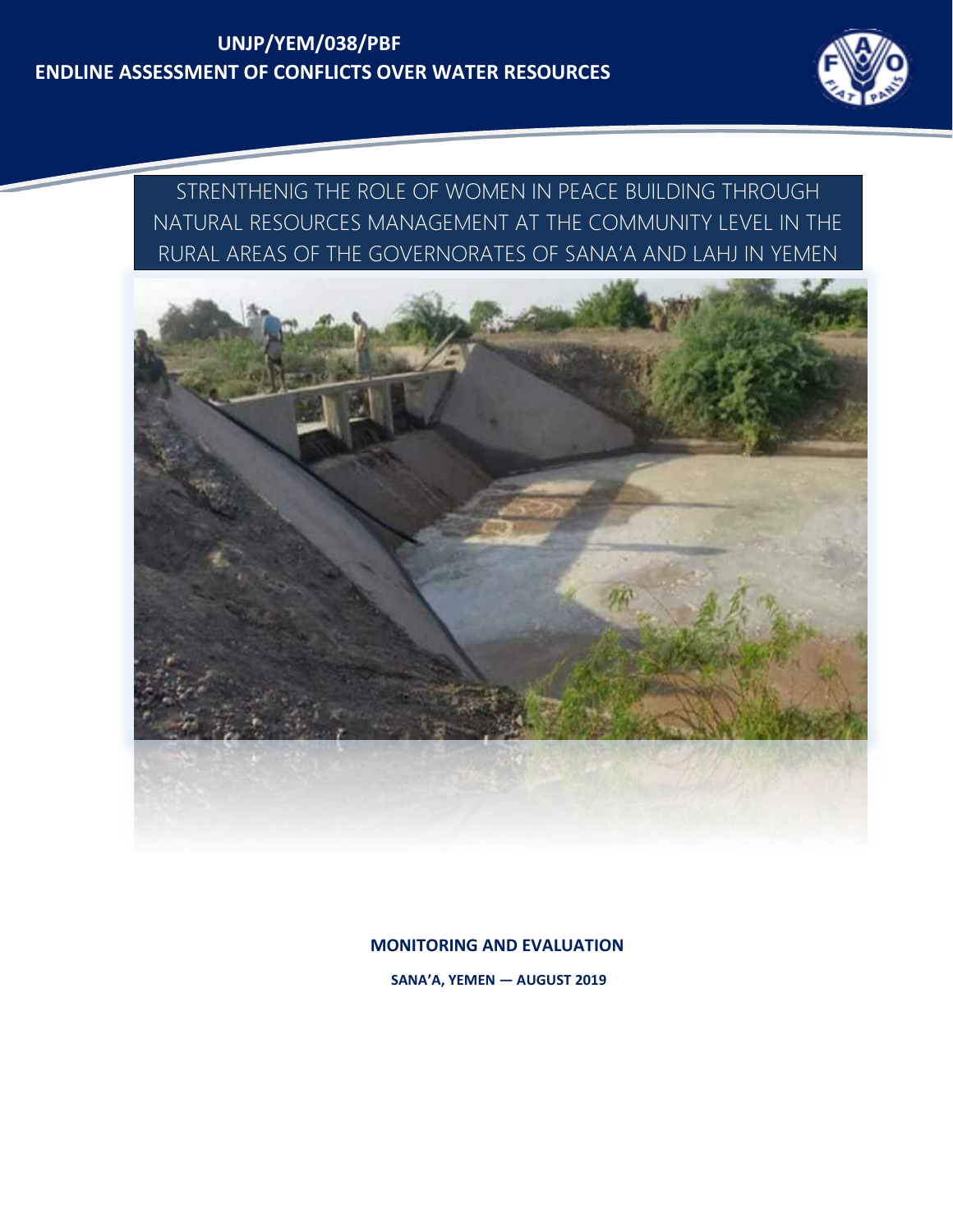# UNJP/YEM/038/PBF
# ENDLINE ASSESSMENT OF CONFLICTS OVER WATER RESOURCES

STRENTHENIG THE ROLE OF WOMEN IN PEACE BUILDING THROUGH NATURAL RESOURCES MANAGEMENT AT THE COMMUNITY LEVEL IN THE RURAL AREAS OF THE GOVERNORATES OF SANA'A AND LAHJ IN YEMEN

**MONITORING AND EVALUATION**

**SANA'A, YEMEN — AUGUST 2019**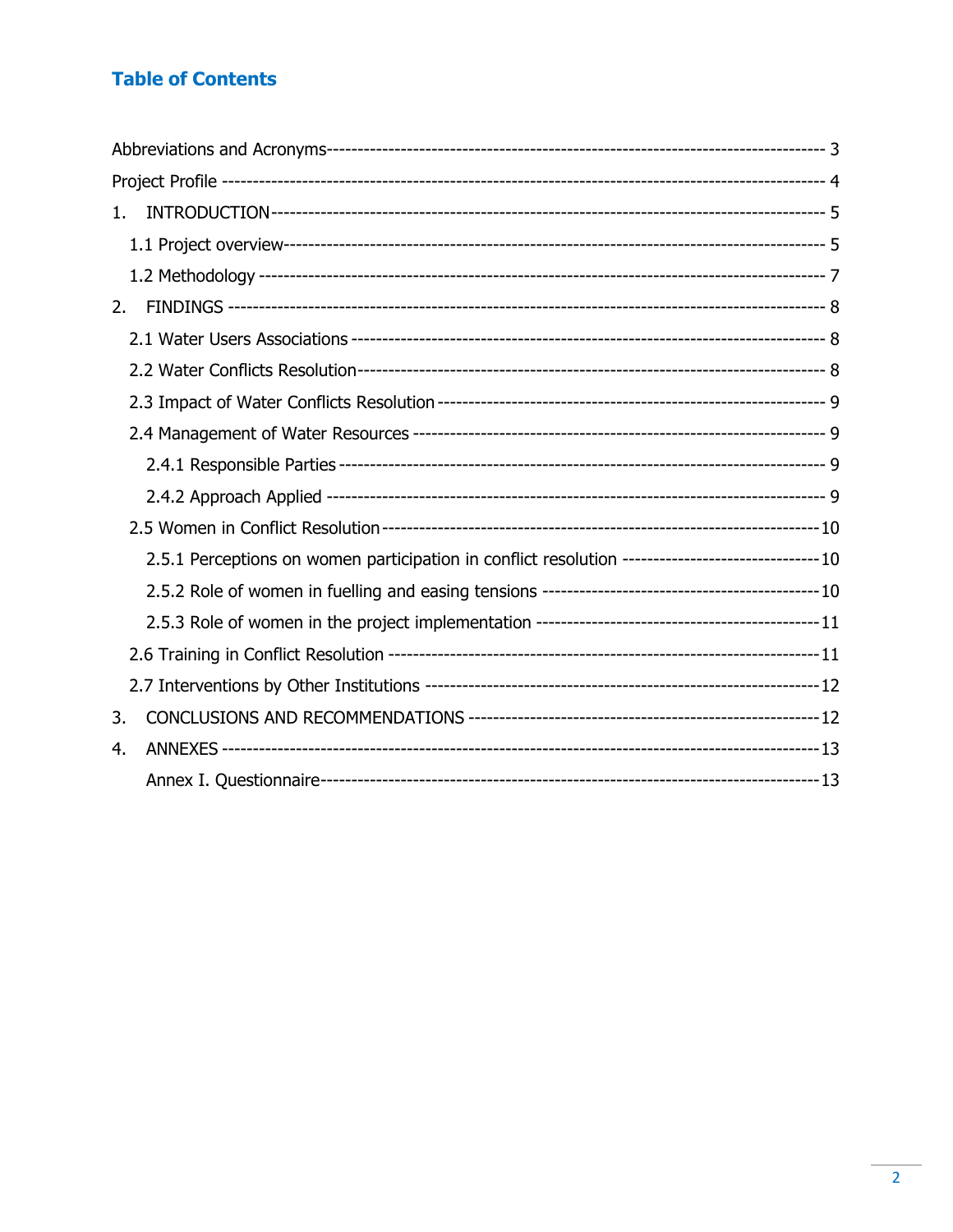## Table of Contents

Abbreviations and Acronyms------------------------------------------------------------------------------- 3

Project Profile ------------------------------------------------------------------------------------------------ 4

1. INTRODUCTION------------------------------------------------------------------------------------------- 5

   1.1 Project overview---------------------------------------------------------------------------------------- 5

   1.2 Methodology -------------------------------------------------------------------------------------------- 7

2. FINDINGS ---------------------------------------------------------------------------------------------------- 8

   2.1 Water Users Associations ----------------------------------------------------------------------------- 8

   2.2 Water Conflicts Resolution---------------------------------------------------------------------------- 8

   2.3 Impact of Water Conflicts Resolution --------------------------------------------------------------- 9

   2.4 Management of Water Resources ------------------------------------------------------------------- 9

      2.4.1 Responsible Parties ------------------------------------------------------------------------------- 9

      2.4.2 Approach Applied --------------------------------------------------------------------------------- 9

   2.5 Women in Conflict Resolution -----------------------------------------------------------------------10

      2.5.1 Perceptions on women participation in conflict resolution --------------------------------10

      2.5.2 Role of women in fuelling and easing tensions ----------------------------------------------10

      2.5.3 Role of women in the project implementation -----------------------------------------------11

   2.6 Training in Conflict Resolution ----------------------------------------------------------------------11

   2.7 Interventions by Other Institutions -----------------------------------------------------------------12

3. CONCLUSIONS AND RECOMMENDATIONS ----------------------------------------------------------12

4. ANNEXES ---------------------------------------------------------------------------------------------------13

   Annex I. Questionnaire-----------------------------------------------------------------------------------13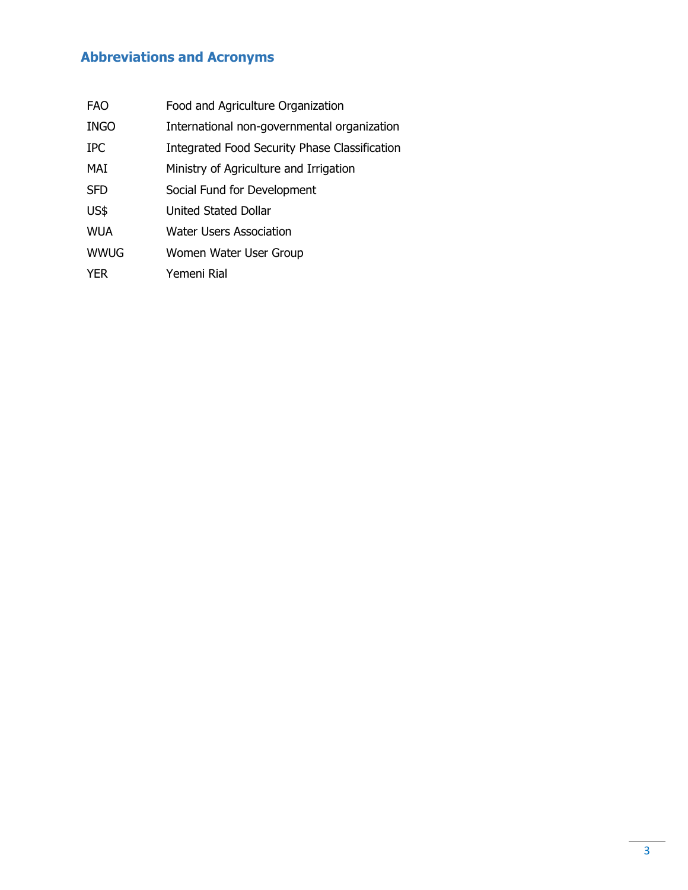## Abbreviations and Acronyms

| | |
|---|---|
| FAO | Food and Agriculture Organization |
| INGO | International non-governmental organization |
| IPC | Integrated Food Security Phase Classification |
| MAI | Ministry of Agriculture and Irrigation |
| SFD | Social Fund for Development |
| US$ | United Stated Dollar |
| WUA | Water Users Association |
| WWUG | Women Water User Group |
| YER | Yemeni Rial |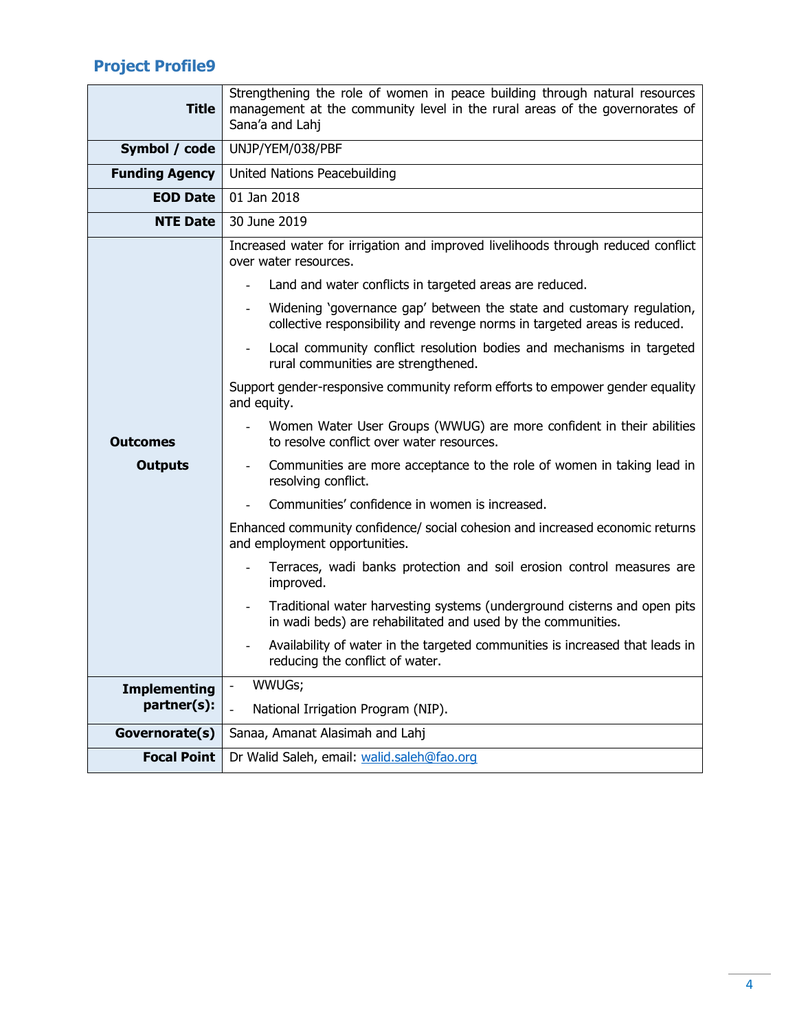## Project Profile9

| | |
|---|---|
| **Title** | Strengthening the role of women in peace building through natural resources management at the community level in the rural areas of the governorates of Sana'a and Lahj |
| **Symbol / code** | UNJP/YEM/038/PBF |
| **Funding Agency** | United Nations Peacebuilding |
| **EOD Date** | 01 Jan 2018 |
| **NTE Date** | 30 June 2019 |
| **Outcomes**<br><br>**Outputs** | Increased water for irrigation and improved livelihoods through reduced conflict over water resources.<br>- Land and water conflicts in targeted areas are reduced.<br>- Widening 'governance gap' between the state and customary regulation, collective responsibility and revenge norms in targeted areas is reduced.<br>- Local community conflict resolution bodies and mechanisms in targeted rural communities are strengthened.<br><br>Support gender-responsive community reform efforts to empower gender equality and equity.<br>- Women Water User Groups (WWUG) are more confident in their abilities to resolve conflict over water resources.<br>- Communities are more acceptance to the role of women in taking lead in resolving conflict.<br>- Communities' confidence in women is increased.<br><br>Enhanced community confidence/ social cohesion and increased economic returns and employment opportunities.<br>- Terraces, wadi banks protection and soil erosion control measures are improved.<br>- Traditional water harvesting systems (underground cisterns and open pits in wadi beds) are rehabilitated and used by the communities.<br>- Availability of water in the targeted communities is increased that leads in reducing the conflict of water. |
| **Implementing partner(s):** | - WWUGs;<br>- National Irrigation Program (NIP). |
| **Governorate(s)** | Sanaa, Amanat Alasimah and Lahj |
| **Focal Point** | Dr Walid Saleh, email: walid.saleh@fao.org |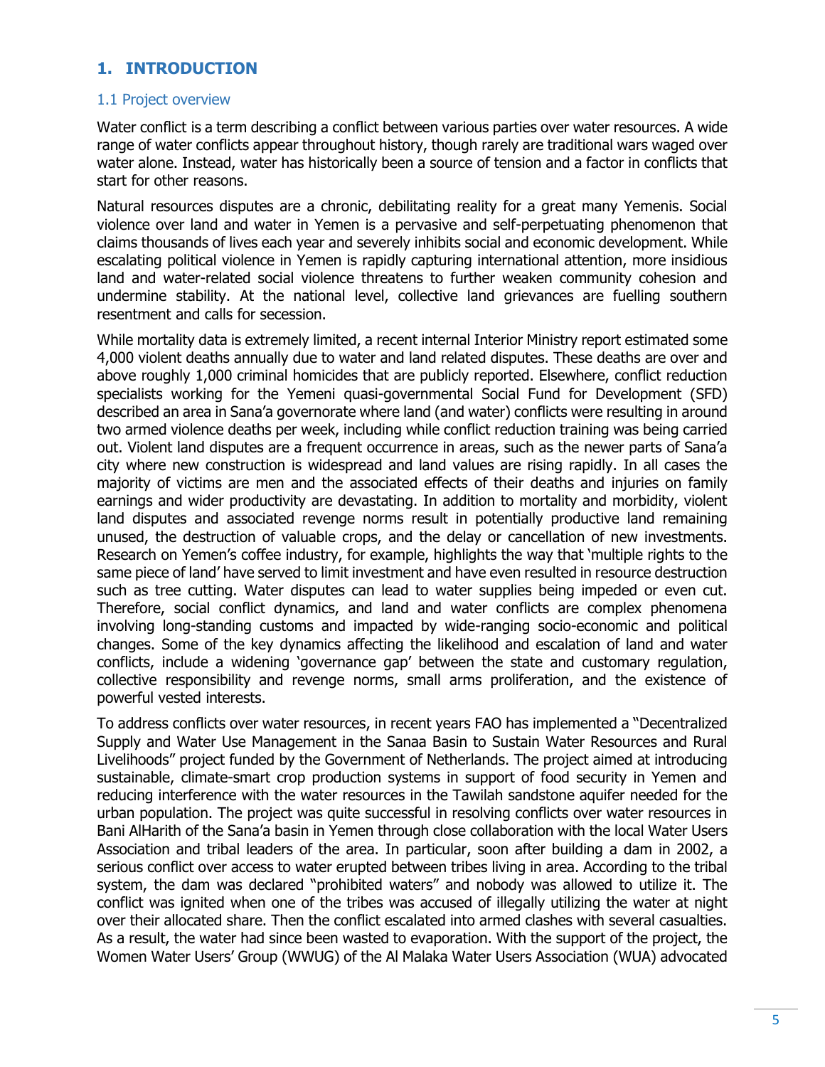# 1. INTRODUCTION

## 1.1 Project overview

Water conflict is a term describing a conflict between various parties over water resources. A wide range of water conflicts appear throughout history, though rarely are traditional wars waged over water alone. Instead, water has historically been a source of tension and a factor in conflicts that start for other reasons.

Natural resources disputes are a chronic, debilitating reality for a great many Yemenis. Social violence over land and water in Yemen is a pervasive and self-perpetuating phenomenon that claims thousands of lives each year and severely inhibits social and economic development. While escalating political violence in Yemen is rapidly capturing international attention, more insidious land and water-related social violence threatens to further weaken community cohesion and undermine stability. At the national level, collective land grievances are fuelling southern resentment and calls for secession.

While mortality data is extremely limited, a recent internal Interior Ministry report estimated some 4,000 violent deaths annually due to water and land related disputes. These deaths are over and above roughly 1,000 criminal homicides that are publicly reported. Elsewhere, conflict reduction specialists working for the Yemeni quasi-governmental Social Fund for Development (SFD) described an area in Sana'a governorate where land (and water) conflicts were resulting in around two armed violence deaths per week, including while conflict reduction training was being carried out. Violent land disputes are a frequent occurrence in areas, such as the newer parts of Sana'a city where new construction is widespread and land values are rising rapidly. In all cases the majority of victims are men and the associated effects of their deaths and injuries on family earnings and wider productivity are devastating. In addition to mortality and morbidity, violent land disputes and associated revenge norms result in potentially productive land remaining unused, the destruction of valuable crops, and the delay or cancellation of new investments. Research on Yemen's coffee industry, for example, highlights the way that 'multiple rights to the same piece of land' have served to limit investment and have even resulted in resource destruction such as tree cutting. Water disputes can lead to water supplies being impeded or even cut. Therefore, social conflict dynamics, and land and water conflicts are complex phenomena involving long-standing customs and impacted by wide-ranging socio-economic and political changes. Some of the key dynamics affecting the likelihood and escalation of land and water conflicts, include a widening 'governance gap' between the state and customary regulation, collective responsibility and revenge norms, small arms proliferation, and the existence of powerful vested interests.

To address conflicts over water resources, in recent years FAO has implemented a "Decentralized Supply and Water Use Management in the Sanaa Basin to Sustain Water Resources and Rural Livelihoods" project funded by the Government of Netherlands. The project aimed at introducing sustainable, climate-smart crop production systems in support of food security in Yemen and reducing interference with the water resources in the Tawilah sandstone aquifer needed for the urban population. The project was quite successful in resolving conflicts over water resources in Bani AlHarith of the Sana'a basin in Yemen through close collaboration with the local Water Users Association and tribal leaders of the area. In particular, soon after building a dam in 2002, a serious conflict over access to water erupted between tribes living in area. According to the tribal system, the dam was declared "prohibited waters" and nobody was allowed to utilize it. The conflict was ignited when one of the tribes was accused of illegally utilizing the water at night over their allocated share. Then the conflict escalated into armed clashes with several casualties. As a result, the water had since been wasted to evaporation. With the support of the project, the Women Water Users' Group (WWUG) of the Al Malaka Water Users Association (WUA) advocated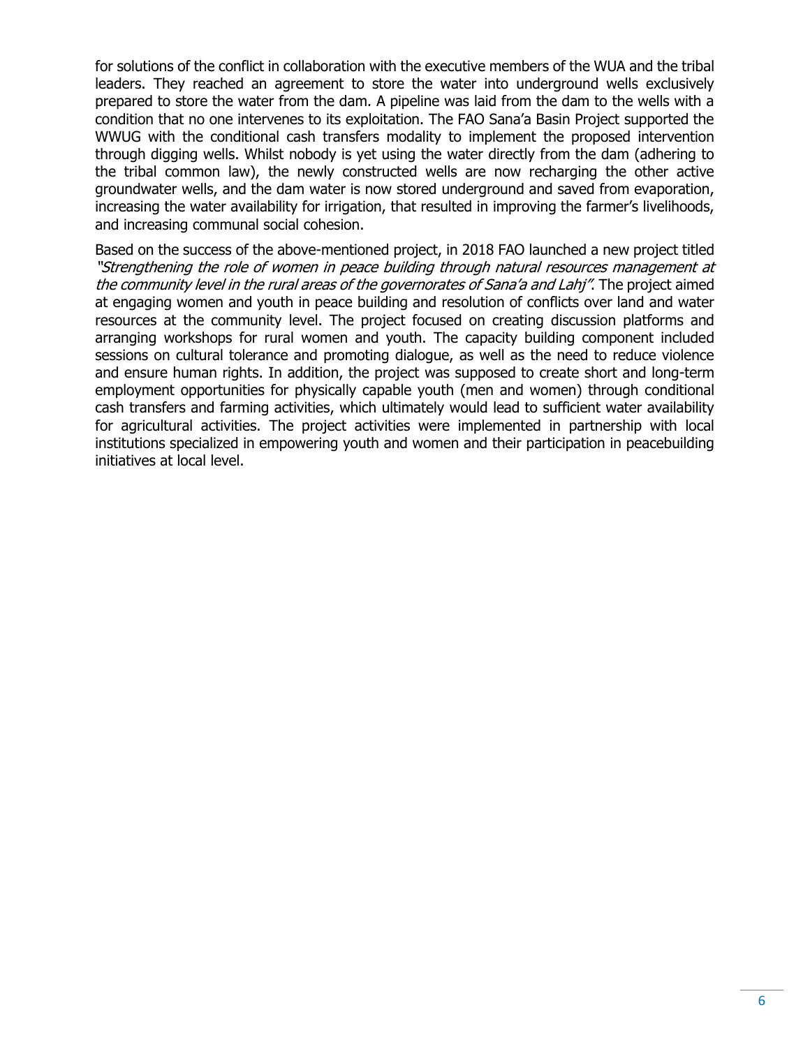for solutions of the conflict in collaboration with the executive members of the WUA and the tribal leaders. They reached an agreement to store the water into underground wells exclusively prepared to store the water from the dam. A pipeline was laid from the dam to the wells with a condition that no one intervenes to its exploitation. The FAO Sana'a Basin Project supported the WWUG with the conditional cash transfers modality to implement the proposed intervention through digging wells. Whilst nobody is yet using the water directly from the dam (adhering to the tribal common law), the newly constructed wells are now recharging the other active groundwater wells, and the dam water is now stored underground and saved from evaporation, increasing the water availability for irrigation, that resulted in improving the farmer's livelihoods, and increasing communal social cohesion.

Based on the success of the above-mentioned project, in 2018 FAO launched a new project titled *"Strengthening the role of women in peace building through natural resources management at the community level in the rural areas of the governorates of Sana'a and Lahj"*. The project aimed at engaging women and youth in peace building and resolution of conflicts over land and water resources at the community level. The project focused on creating discussion platforms and arranging workshops for rural women and youth. The capacity building component included sessions on cultural tolerance and promoting dialogue, as well as the need to reduce violence and ensure human rights. In addition, the project was supposed to create short and long-term employment opportunities for physically capable youth (men and women) through conditional cash transfers and farming activities, which ultimately would lead to sufficient water availability for agricultural activities. The project activities were implemented in partnership with local institutions specialized in empowering youth and women and their participation in peacebuilding initiatives at local level.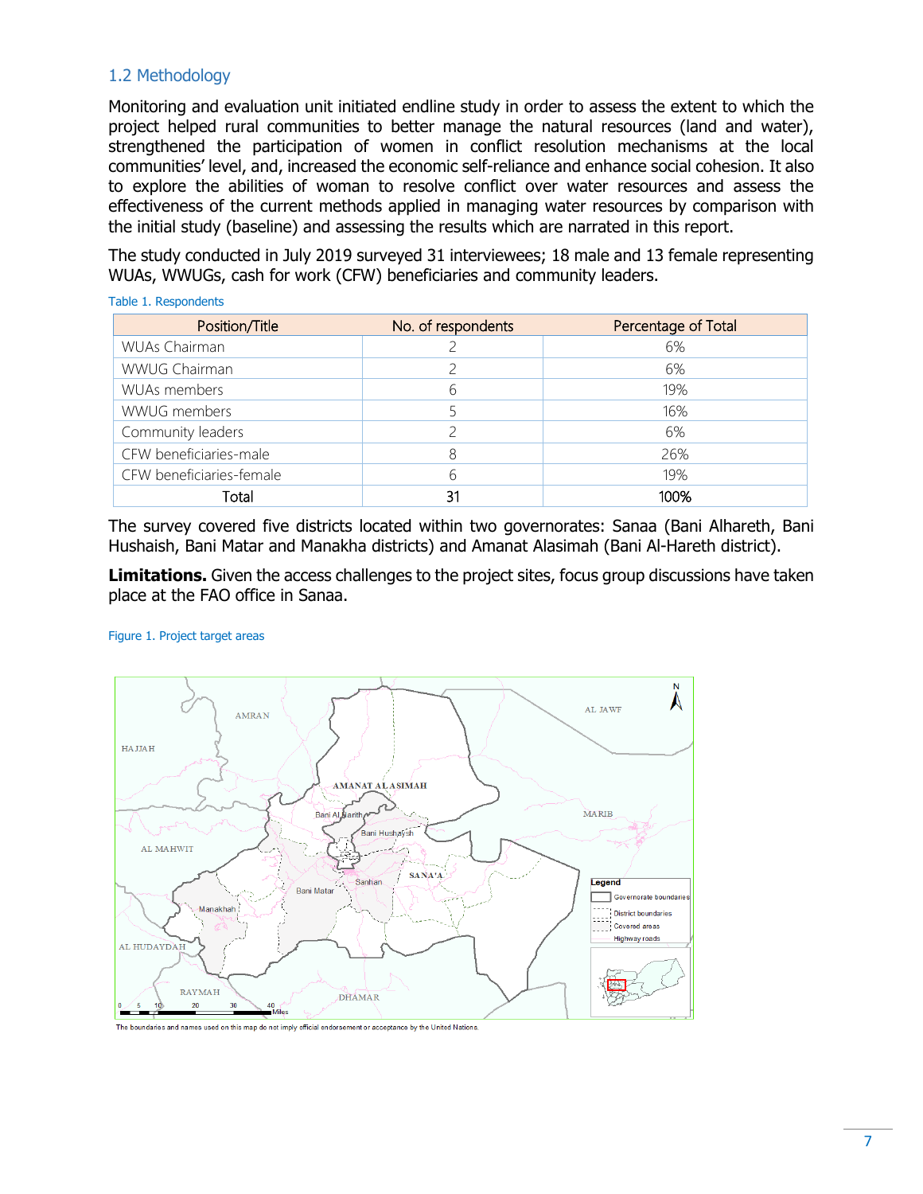## 1.2 Methodology

Monitoring and evaluation unit initiated endline study in order to assess the extent to which the project helped rural communities to better manage the natural resources (land and water), strengthened the participation of women in conflict resolution mechanisms at the local communities' level, and, increased the economic self-reliance and enhance social cohesion. It also to explore the abilities of woman to resolve conflict over water resources and assess the effectiveness of the current methods applied in managing water resources by comparison with the initial study (baseline) and assessing the results which are narrated in this report.

The study conducted in July 2019 surveyed 31 interviewees; 18 male and 13 female representing WUAs, WWUGs, cash for work (CFW) beneficiaries and community leaders.

Table 1. Respondents

| Position/Title | No. of respondents | Percentage of Total |
|---|---|---|
| WUAs Chairman | 2 | 6% |
| WWUG Chairman | 2 | 6% |
| WUAs members | 6 | 19% |
| WWUG members | 5 | 16% |
| Community leaders | 2 | 6% |
| CFW beneficiaries-male | 8 | 26% |
| CFW beneficiaries-female | 6 | 19% |
| Total | 31 | 100% |

The survey covered five districts located within two governorates: Sanaa (Bani Alhareth, Bani Hushaish, Bani Matar and Manakha districts) and Amanat Alasimah (Bani Al-Hareth district).

**Limitations.** Given the access challenges to the project sites, focus group discussions have taken place at the FAO office in Sanaa.

Figure 1. Project target areas

The boundaries and names used on this map do not imply official endorsement or acceptance by the United Nations.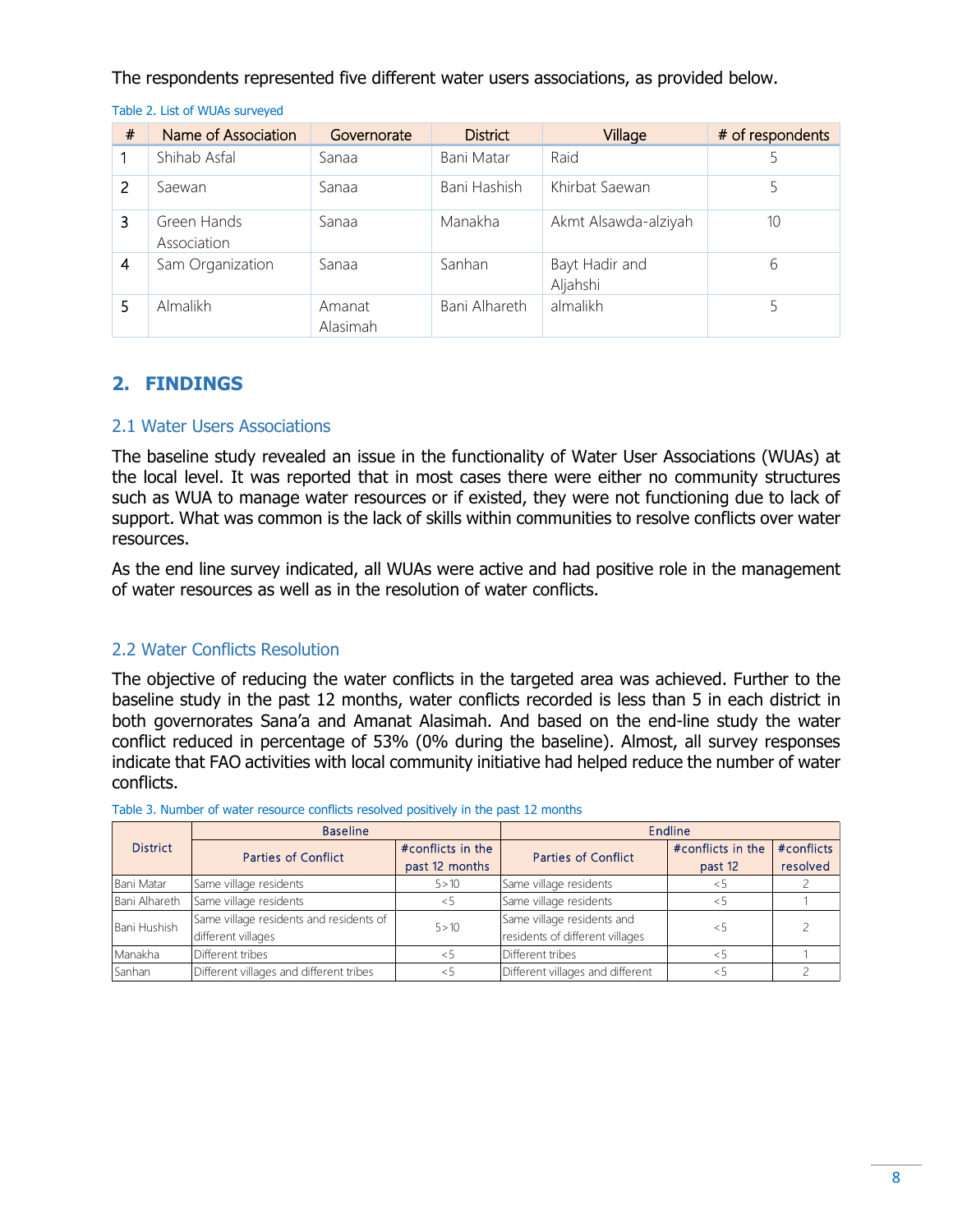The respondents represented five different water users associations, as provided below.

Table 2. List of WUAs surveyed

| # | Name of Association | Governorate | District | Village | # of respondents |
|---|---|---|---|---|---|
| 1 | Shihab Asfal | Sanaa | Bani Matar | Raid | 5 |
| 2 | Saewan | Sanaa | Bani Hashish | Khirbat Saewan | 5 |
| 3 | Green Hands Association | Sanaa | Manakha | Akmt Alsawda-alziyah | 10 |
| 4 | Sam Organization | Sanaa | Sanhan | Bayt Hadir and Aljahshi | 6 |
| 5 | Almalikh | Amanat Alasimah | Bani Alhareth | almalikh | 5 |

## 2. FINDINGS

### 2.1 Water Users Associations

The baseline study revealed an issue in the functionality of Water User Associations (WUAs) at the local level. It was reported that in most cases there were either no community structures such as WUA to manage water resources or if existed, they were not functioning due to lack of support. What was common is the lack of skills within communities to resolve conflicts over water resources.

As the end line survey indicated, all WUAs were active and had positive role in the management of water resources as well as in the resolution of water conflicts.

### 2.2 Water Conflicts Resolution

The objective of reducing the water conflicts in the targeted area was achieved. Further to the baseline study in the past 12 months, water conflicts recorded is less than 5 in each district in both governorates Sana'a and Amanat Alasimah. And based on the end-line study the water conflict reduced in percentage of 53% (0% during the baseline). Almost, all survey responses indicate that FAO activities with local community initiative had helped reduce the number of water conflicts.

Table 3. Number of water resource conflicts resolved positively in the past 12 months

| District | Baseline | | Endline | | |
|---|---|---|---|---|---|
| | Parties of Conflict | #conflicts in the past 12 months | Parties of Conflict | #conflicts in the past 12 | #conflicts resolved |
| Bani Matar | Same village residents | 5>10 | Same village residents | <5 | 2 |
| Bani Alhareth | Same village residents | <5 | Same village residents | <5 | 1 |
| Bani Hushish | Same village residents and residents of different villages | 5>10 | Same village residents and residents of different villages | <5 | 2 |
| Manakha | Different tribes | <5 | Different tribes | <5 | 1 |
| Sanhan | Different villages and different tribes | <5 | Different villages and different | <5 | 2 |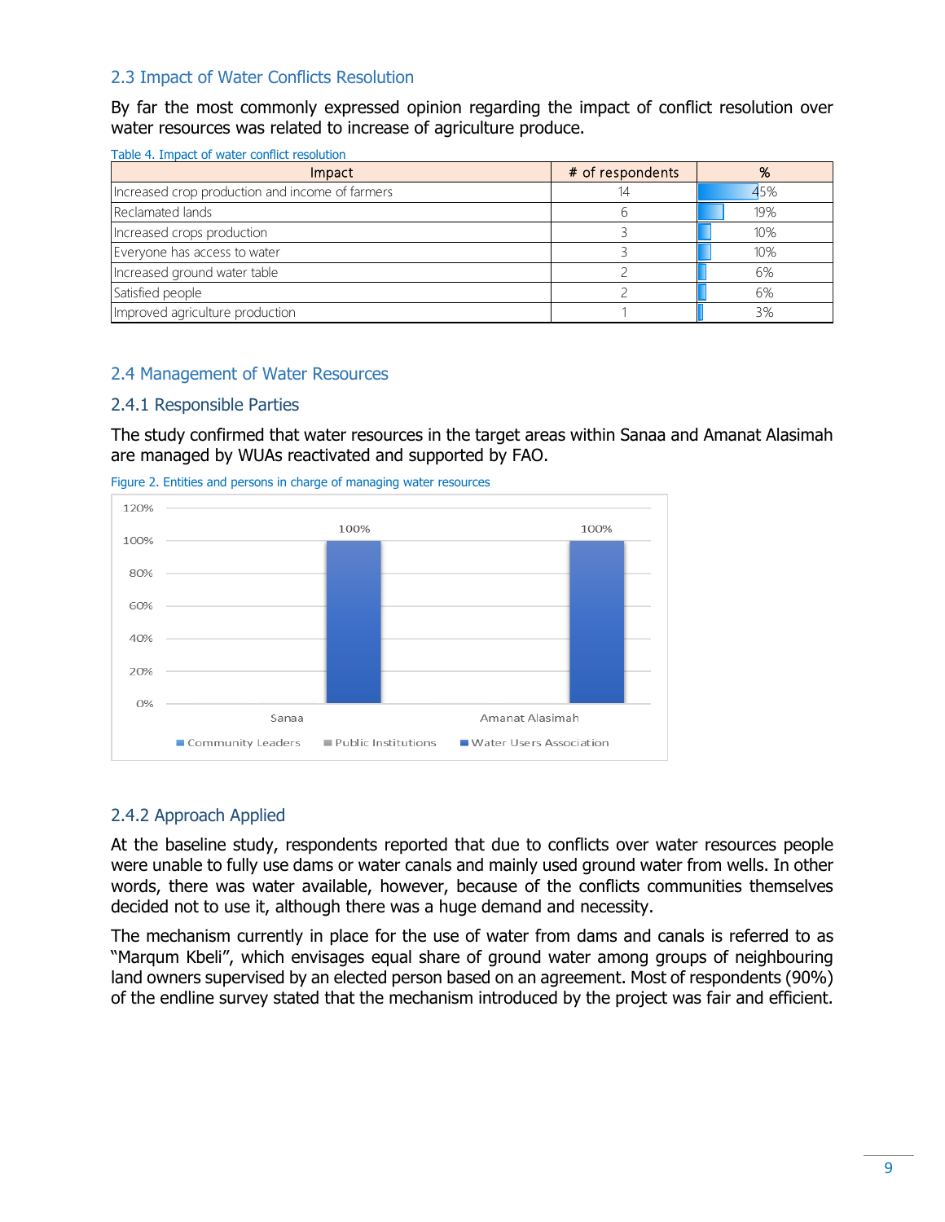## 2.3 Impact of Water Conflicts Resolution

By far the most commonly expressed opinion regarding the impact of conflict resolution over water resources was related to increase of agriculture produce.

Table 4. Impact of water conflict resolution

| Impact | # of respondents | % |
|---|---|---|
| Increased crop production and income of farmers | 14 | 45% |
| Reclamated lands | 6 | 19% |
| Increased crops production | 3 | 10% |
| Everyone has access to water | 3 | 10% |
| Increased ground water table | 2 | 6% |
| Satisfied people | 2 | 6% |
| Improved agriculture production | 1 | 3% |

## 2.4 Management of Water Resources

### 2.4.1 Responsible Parties

The study confirmed that water resources in the target areas within Sanaa and Amanat Alasimah are managed by WUAs reactivated and supported by FAO.

Figure 2. Entities and persons in charge of managing water resources

| | Community Leaders | Public Institutions | Water Users Association |
|---|---|---|---|
| Sanaa | | | 100% |
| Amanat Alasimah | | | 100% |

### 2.4.2 Approach Applied

At the baseline study, respondents reported that due to conflicts over water resources people were unable to fully use dams or water canals and mainly used ground water from wells. In other words, there was water available, however, because of the conflicts communities themselves decided not to use it, although there was a huge demand and necessity.

The mechanism currently in place for the use of water from dams and canals is referred to as "Marqum Kbeli", which envisages equal share of ground water among groups of neighbouring land owners supervised by an elected person based on an agreement. Most of respondents (90%) of the endline survey stated that the mechanism introduced by the project was fair and efficient.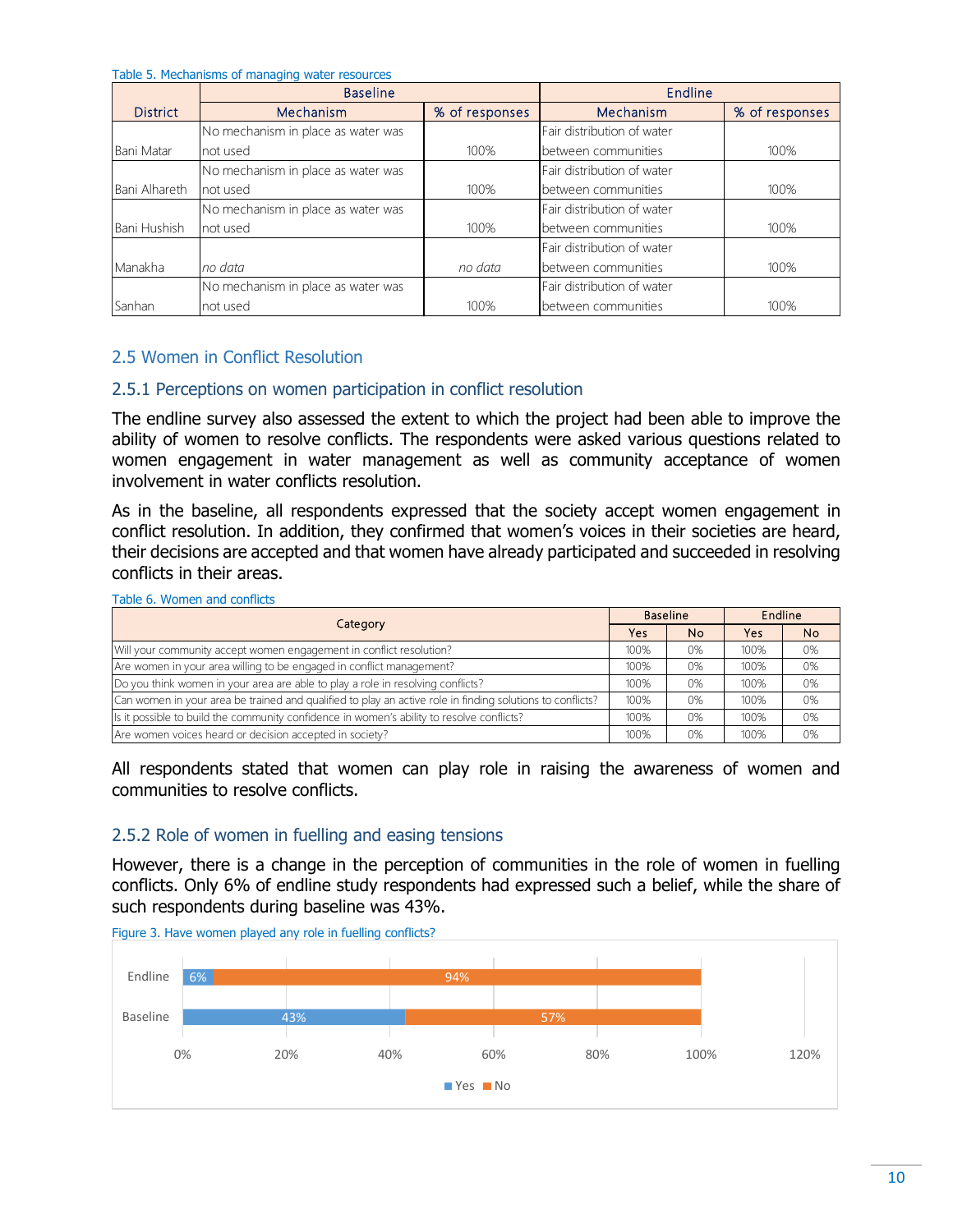Table 5. Mechanisms of managing water resources

| District | Baseline | | Endline | |
|---|---|---|---|---|
| | Mechanism | % of responses | Mechanism | % of responses |
| Bani Matar | No mechanism in place as water was not used | 100% | Fair distribution of water between communities | 100% |
| Bani Alhareth | No mechanism in place as water was not used | 100% | Fair distribution of water between communities | 100% |
| Bani Hushish | No mechanism in place as water was not used | 100% | Fair distribution of water between communities | 100% |
| Manakha | *no data* | *no data* | Fair distribution of water between communities | 100% |
| Sanhan | No mechanism in place as water was not used | 100% | Fair distribution of water between communities | 100% |

## 2.5 Women in Conflict Resolution

### 2.5.1 Perceptions on women participation in conflict resolution

The endline survey also assessed the extent to which the project had been able to improve the ability of women to resolve conflicts. The respondents were asked various questions related to women engagement in water management as well as community acceptance of women involvement in water conflicts resolution.

As in the baseline, all respondents expressed that the society accept women engagement in conflict resolution. In addition, they confirmed that women's voices in their societies are heard, their decisions are accepted and that women have already participated and succeeded in resolving conflicts in their areas.

Table 6. Women and conflicts

| Category | Baseline | | Endline | |
|---|---|---|---|---|
| | Yes | No | Yes | No |
| Will your community accept women engagement in conflict resolution? | 100% | 0% | 100% | 0% |
| Are women in your area willing to be engaged in conflict management? | 100% | 0% | 100% | 0% |
| Do you think women in your area are able to play a role in resolving conflicts? | 100% | 0% | 100% | 0% |
| Can women in your area be trained and qualified to play an active role in finding solutions to conflicts? | 100% | 0% | 100% | 0% |
| Is it possible to build the community confidence in women's ability to resolve conflicts? | 100% | 0% | 100% | 0% |
| Are women voices heard or decision accepted in society? | 100% | 0% | 100% | 0% |

All respondents stated that women can play role in raising the awareness of women and communities to resolve conflicts.

### 2.5.2 Role of women in fuelling and easing tensions

However, there is a change in the perception of communities in the role of women in fuelling conflicts. Only 6% of endline study respondents had expressed such a belief, while the share of such respondents during baseline was 43%.

Figure 3. Have women played any role in fuelling conflicts?

| | Yes | No |
|---|---|---|
| Endline | 6% | 94% |
| Baseline | 43% | 57% |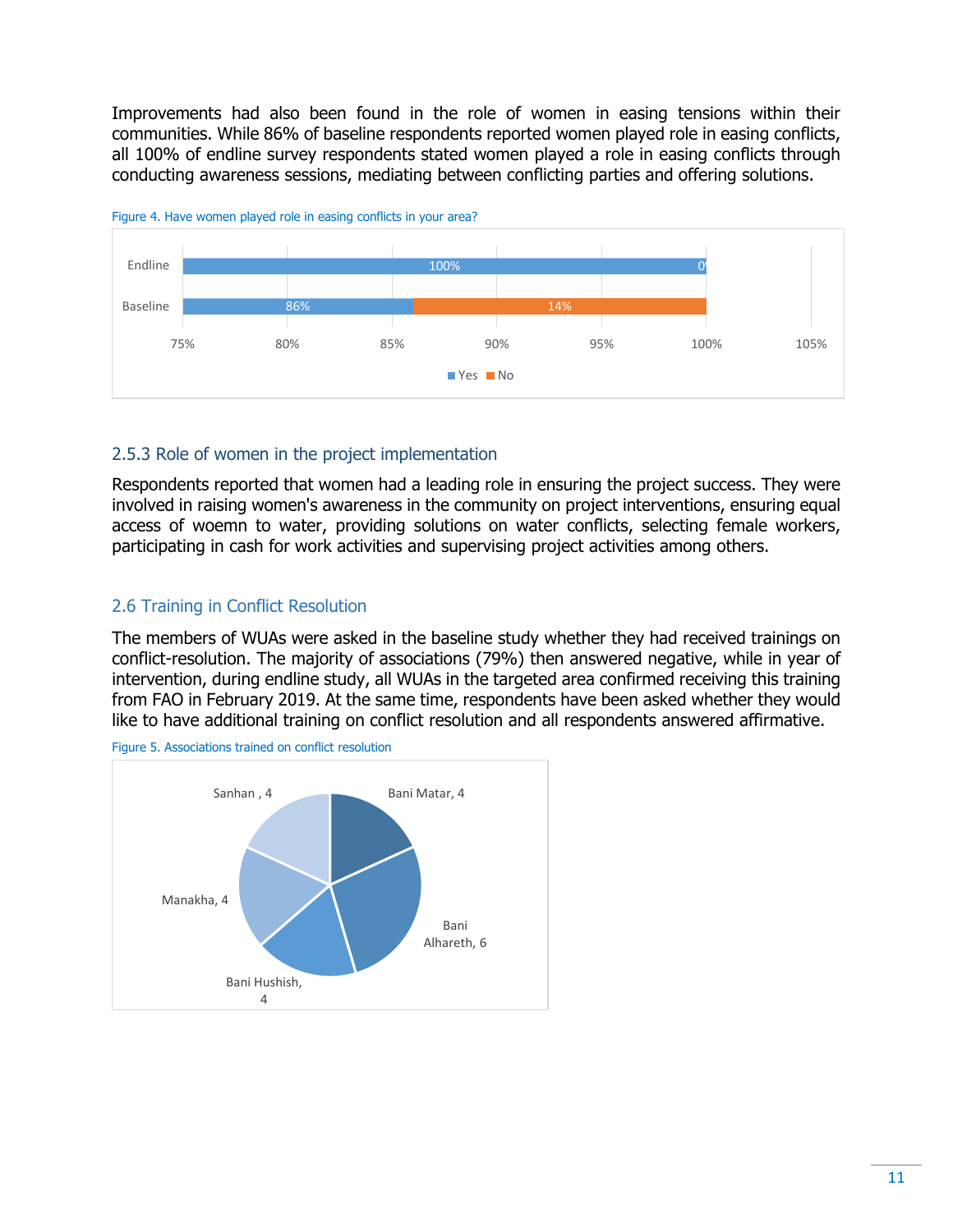Improvements had also been found in the role of women in easing tensions within their communities. While 86% of baseline respondents reported women played role in easing conflicts, all 100% of endline survey respondents stated women played a role in easing conflicts through conducting awareness sessions, mediating between conflicting parties and offering solutions.

Figure 4. Have women played role in easing conflicts in your area?

### 2.5.3 Role of women in the project implementation

Respondents reported that women had a leading role in ensuring the project success. They were involved in raising women's awareness in the community on project interventions, ensuring equal access of woemn to water, providing solutions on water conflicts, selecting female workers, participating in cash for work activities and supervising project activities among others.

## 2.6 Training in Conflict Resolution

The members of WUAs were asked in the baseline study whether they had received trainings on conflict-resolution. The majority of associations (79%) then answered negative, while in year of intervention, during endline study, all WUAs in the targeted area confirmed receiving this training from FAO in February 2019. At the same time, respondents have been asked whether they would like to have additional training on conflict resolution and all respondents answered affirmative.

Figure 5. Associations trained on conflict resolution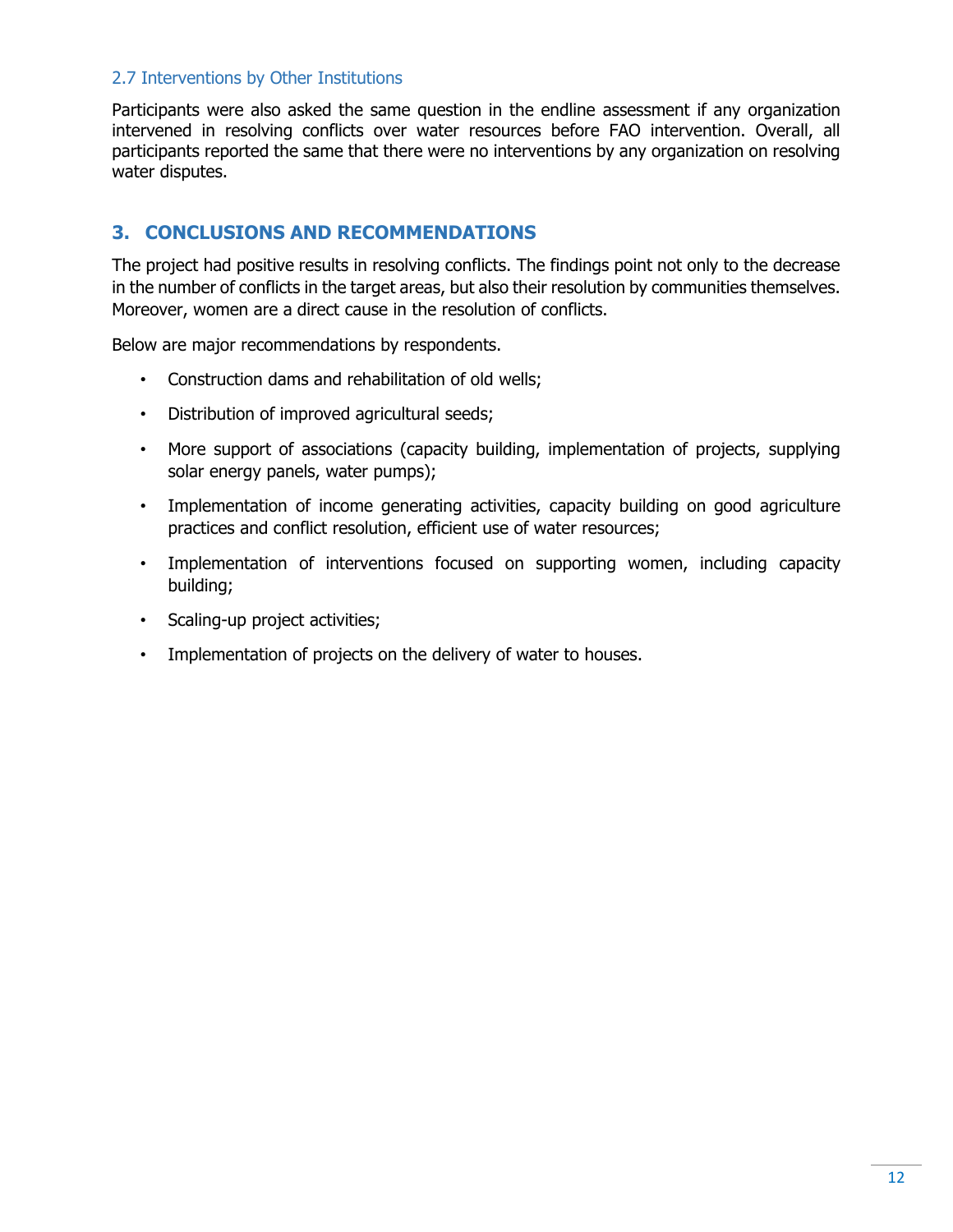### 2.7 Interventions by Other Institutions

Participants were also asked the same question in the endline assessment if any organization intervened in resolving conflicts over water resources before FAO intervention. Overall, all participants reported the same that there were no interventions by any organization on resolving water disputes.

## 3. CONCLUSIONS AND RECOMMENDATIONS

The project had positive results in resolving conflicts. The findings point not only to the decrease in the number of conflicts in the target areas, but also their resolution by communities themselves. Moreover, women are a direct cause in the resolution of conflicts.

Below are major recommendations by respondents.

- Construction dams and rehabilitation of old wells;
- Distribution of improved agricultural seeds;
- More support of associations (capacity building, implementation of projects, supplying solar energy panels, water pumps);
- Implementation of income generating activities, capacity building on good agriculture practices and conflict resolution, efficient use of water resources;
- Implementation of interventions focused on supporting women, including capacity building;
- Scaling-up project activities;
- Implementation of projects on the delivery of water to houses.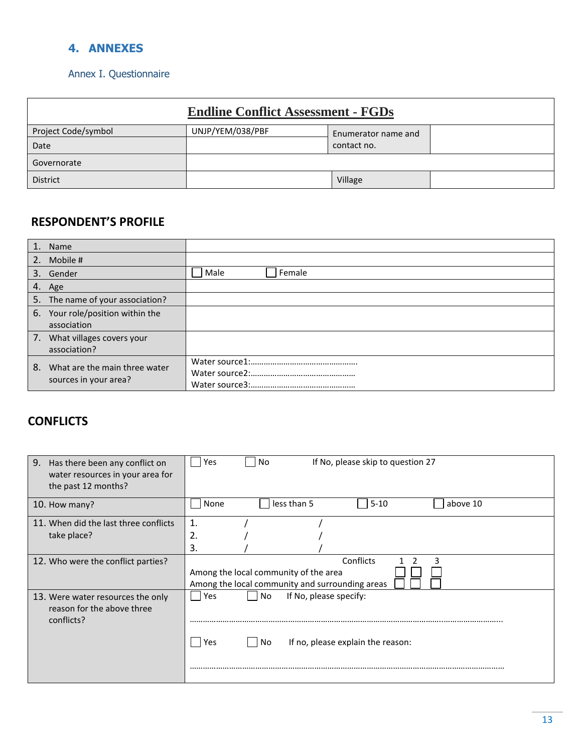## 4. ANNEXES

### Annex I. Questionnaire

| **Endline Conflict Assessment - FGDs** | | | |
|---|---|---|---|
| Project Code/symbol | UNJP/YEM/038/PBF | Enumerator name and contact no. | |
| Date | | | |
| Governorate | | | |
| District | | Village | |

### RESPONDENT'S PROFILE

| | |
|---|---|
| 1. Name | |
| 2. Mobile # | |
| 3. Gender | ☐ Male ☐ Female |
| 4. Age | |
| 5. The name of your association? | |
| 6. Your role/position within the association | |
| 7. What villages covers your association? | |
| 8. What are the main three water sources in your area? | Water source1:………………………………………….<br>Water source2:…………………………………………<br>Water source3:………………………………………… |

### CONFLICTS

| | |
|---|---|
| 9. Has there been any conflict on water resources in your area for the past 12 months? | ☐ Yes ☐ No If No, please skip to question 27 |
| 10. How many? | ☐ None ☐ less than 5 ☐ 5-10 ☐ above 10 |
| 11. When did the last three conflicts take place? | 1. / /<br>2. / /<br>3. / / |
| 12. Who were the conflict parties? | Conflicts 1 2 3<br>Among the local community of the area ☐ ☐ ☐<br>Among the local community and surrounding areas ☐ ☐ ☐ |
| 13. Were water resources the only reason for the above three conflicts? | ☐ Yes ☐ No If No, please specify:<br>……………………………………………………………………………………………………………………<br>☐ Yes ☐ No If no, please explain the reason:<br>…………………………………………………………………………………………………………………… |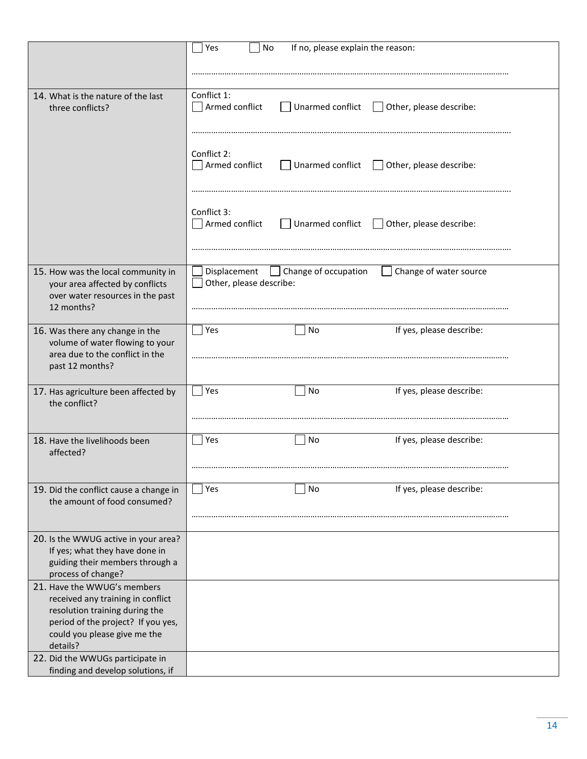| | |
|---|---|
| | ☐ Yes ☐ No If no, please explain the reason:<br><br>……………………………………………………………………………………………………………… |
| 14. What is the nature of the last three conflicts? | Conflict 1:<br>☐ Armed conflict ☐ Unarmed conflict ☐ Other, please describe:<br><br>………………………………………………………………………………………………………………<br><br>Conflict 2:<br>☐ Armed conflict ☐ Unarmed conflict ☐ Other, please describe:<br><br>………………………………………………………………………………………………………………<br><br>Conflict 3:<br>☐ Armed conflict ☐ Unarmed conflict ☐ Other, please describe:<br><br>……………………………………………………………………………………………………………… |
| 15. How was the local community in your area affected by conflicts over water resources in the past 12 months? | ☐ Displacement ☐ Change of occupation ☐ Change of water source<br>☐ Other, please describe:<br><br>……………………………………………………………………………………………………………… |
| 16. Was there any change in the volume of water flowing to your area due to the conflict in the past 12 months? | ☐ Yes ☐ No If yes, please describe:<br><br>……………………………………………………………………………………………………………… |
| 17. Has agriculture been affected by the conflict? | ☐ Yes ☐ No If yes, please describe:<br><br>……………………………………………………………………………………………………………… |
| 18. Have the livelihoods been affected? | ☐ Yes ☐ No If yes, please describe:<br><br>……………………………………………………………………………………………………………… |
| 19. Did the conflict cause a change in the amount of food consumed? | ☐ Yes ☐ No If yes, please describe:<br><br>……………………………………………………………………………………………………………… |
| 20. Is the WWUG active in your area? If yes; what they have done in guiding their members through a process of change? | |
| 21. Have the WWUG's members received any training in conflict resolution training during the period of the project? If you yes, could you please give me the details? | |
| 22. Did the WWUGs participate in finding and develop solutions, if | |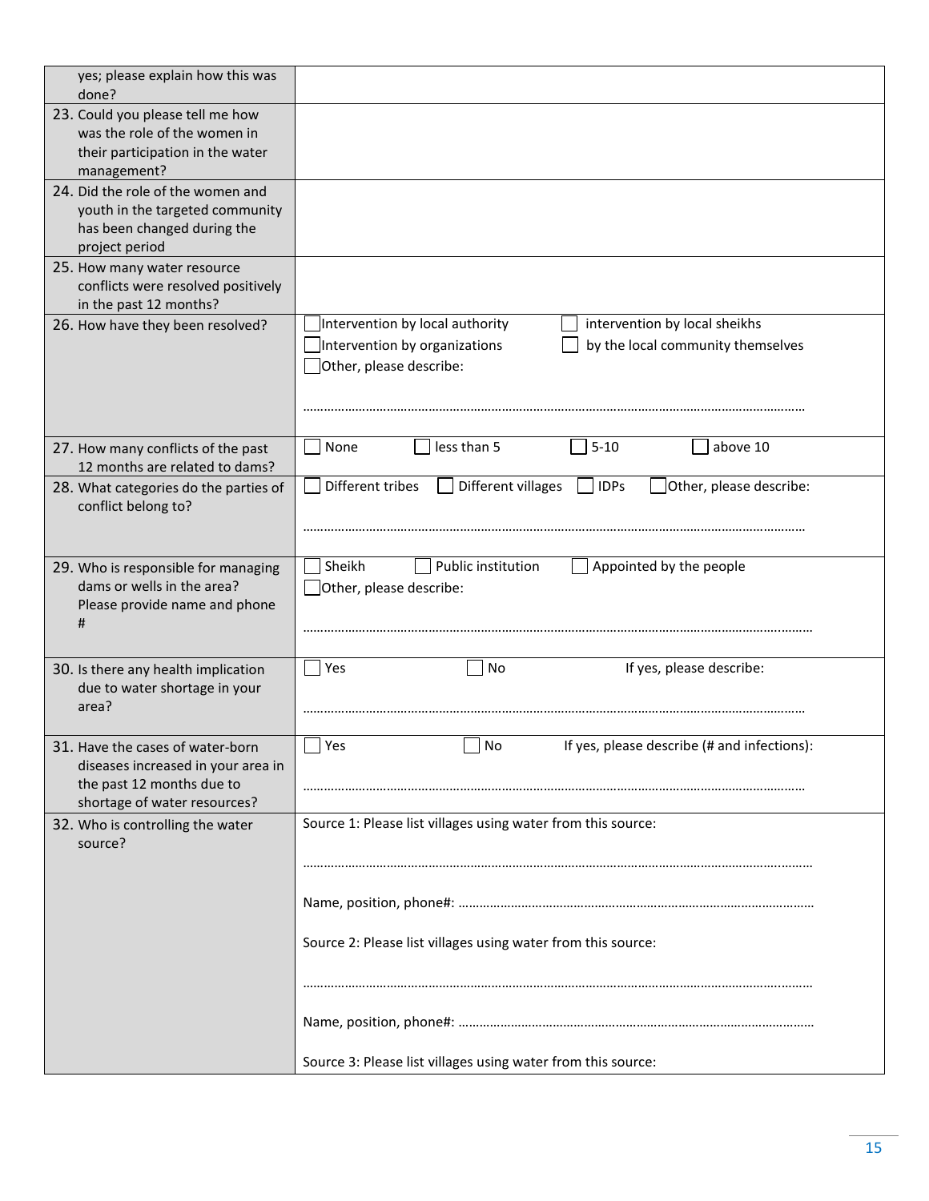| | |
|---|---|
| yes; please explain how this was done? | |
| 23. Could you please tell me how was the role of the women in their participation in the water management? | |
| 24. Did the role of the women and youth in the targeted community has been changed during the project period | |
| 25. How many water resource conflicts were resolved positively in the past 12 months? | |
| 26. How have they been resolved? | ☐ Intervention by local authority ☐ intervention by local sheikhs ☐ Intervention by organizations ☐ by the local community themselves ☐ Other, please describe: ………………………………………………………………………………………………………………… |
| 27. How many conflicts of the past 12 months are related to dams? | ☐ None ☐ less than 5 ☐ 5-10 ☐ above 10 |
| 28. What categories do the parties of conflict belong to? | ☐ Different tribes ☐ Different villages ☐ IDPs ☐ Other, please describe: ………………………………………………………………………………………………………………… |
| 29. Who is responsible for managing dams or wells in the area? Please provide name and phone # | ☐ Sheikh ☐ Public institution ☐ Appointed by the people ☐ Other, please describe: ………………………………………………………………………………………………………………… |
| 30. Is there any health implication due to water shortage in your area? | ☐ Yes ☐ No If yes, please describe: ………………………………………………………………………………………………………………… |
| 31. Have the cases of water-born diseases increased in your area in the past 12 months due to shortage of water resources? | ☐ Yes ☐ No If yes, please describe (# and infections): ………………………………………………………………………………………………………………… |
| 32. Who is controlling the water source? | Source 1: Please list villages using water from this source: ………………………………………………………………………………………………………………… Name, position, phone#: ………………………………………………………………………………… Source 2: Please list villages using water from this source: ………………………………………………………………………………………………………………… Name, position, phone#: ………………………………………………………………………………… Source 3: Please list villages using water from this source: |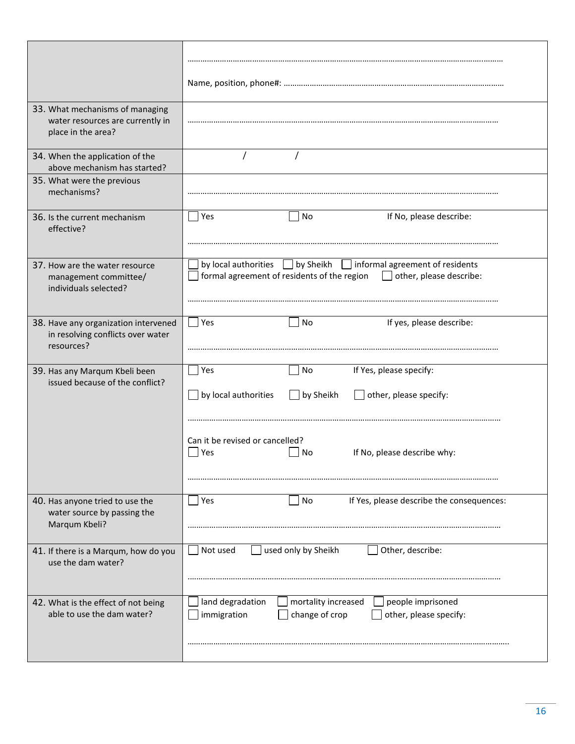| | |
|---|---|
| | ………………………………………………………………………………………………………………………………<br><br>Name, position, phone#: …………………………………………………………………………………… |
| 33. What mechanisms of managing water resources are currently in place in the area? | ……………………………………………………………………………………………………………………………… |
| 34. When the application of the above mechanism has started? | / / |
| 35. What were the previous mechanisms? | ……………………………………………………………………………………………………………………………… |
| 36. Is the current mechanism effective? | ☐ Yes ☐ No If No, please describe:<br><br>……………………………………………………………………………………………………………………………… |
| 37. How are the water resource management committee/ individuals selected? | ☐ by local authorities ☐ by Sheikh ☐ informal agreement of residents<br>☐ formal agreement of residents of the region ☐ other, please describe:<br><br>……………………………………………………………………………………………………………………………… |
| 38. Have any organization intervened in resolving conflicts over water resources? | ☐ Yes ☐ No If yes, please describe:<br><br>……………………………………………………………………………………………………………………………… |
| 39. Has any Marqum Kbeli been issued because of the conflict? | ☐ Yes ☐ No If Yes, please specify:<br><br>☐ by local authorities ☐ by Sheikh ☐ other, please specify:<br><br>………………………………………………………………………………………………………………………………<br><br>Can it be revised or cancelled?<br>☐ Yes ☐ No If No, please describe why:<br><br>……………………………………………………………………………………………………………………………… |
| 40. Has anyone tried to use the water source by passing the Marqum Kbeli? | ☐ Yes ☐ No If Yes, please describe the consequences:<br><br>……………………………………………………………………………………………………………………………… |
| 41. If there is a Marqum, how do you use the dam water? | ☐ Not used ☐ used only by Sheikh ☐ Other, describe:<br><br>……………………………………………………………………………………………………………………………… |
| 42. What is the effect of not being able to use the dam water? | ☐ land degradation ☐ mortality increased ☐ people imprisoned<br>☐ immigration ☐ change of crop ☐ other, please specify:<br><br>……………………………………………………………………………………………………………………………… |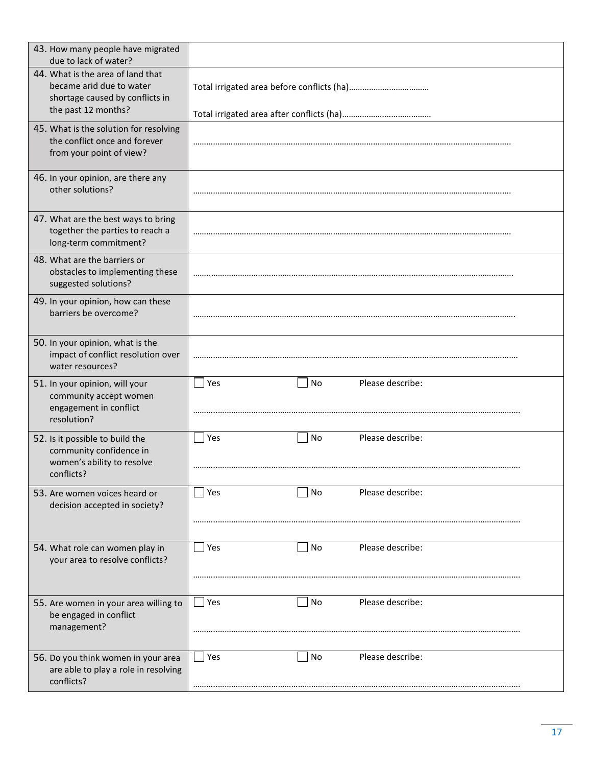| | |
|---|---|
| 43. How many people have migrated due to lack of water? | |
| 44. What is the area of land that became arid due to water shortage caused by conflicts in the past 12 months? | Total irrigated area before conflicts (ha)……………………………… <br><br> Total irrigated area after conflicts (ha)………………………………… |
| 45. What is the solution for resolving the conflict once and forever from your point of view? | ……………………………………………………………………………………………………………………… |
| 46. In your opinion, are there any other solutions? | ……………………………………………………………………………………………………………………… |
| 47. What are the best ways to bring together the parties to reach a long-term commitment? | ……………………………………………………………………………………………………………………… |
| 48. What are the barriers or obstacles to implementing these suggested solutions? | ……………………………………………………………………………………………………………………… |
| 49. In your opinion, how can these barriers be overcome? | ……………………………………………………………………………………………………………………… |
| 50. In your opinion, what is the impact of conflict resolution over water resources? | ……………………………………………………………………………………………………………………… |
| 51. In your opinion, will your community accept women engagement in conflict resolution? | ☐ Yes ☐ No Please describe: <br><br> ……………………………………………………………………………………………………………………… |
| 52. Is it possible to build the community confidence in women's ability to resolve conflicts? | ☐ Yes ☐ No Please describe: <br><br> ……………………………………………………………………………………………………………………… |
| 53. Are women voices heard or decision accepted in society? | ☐ Yes ☐ No Please describe: <br><br> ……………………………………………………………………………………………………………………… |
| 54. What role can women play in your area to resolve conflicts? | ☐ Yes ☐ No Please describe: <br><br> ……………………………………………………………………………………………………………………… |
| 55. Are women in your area willing to be engaged in conflict management? | ☐ Yes ☐ No Please describe: <br><br> ……………………………………………………………………………………………………………………… |
| 56. Do you think women in your area are able to play a role in resolving conflicts? | ☐ Yes ☐ No Please describe: <br><br> ……………………………………………………………………………………………………………………… |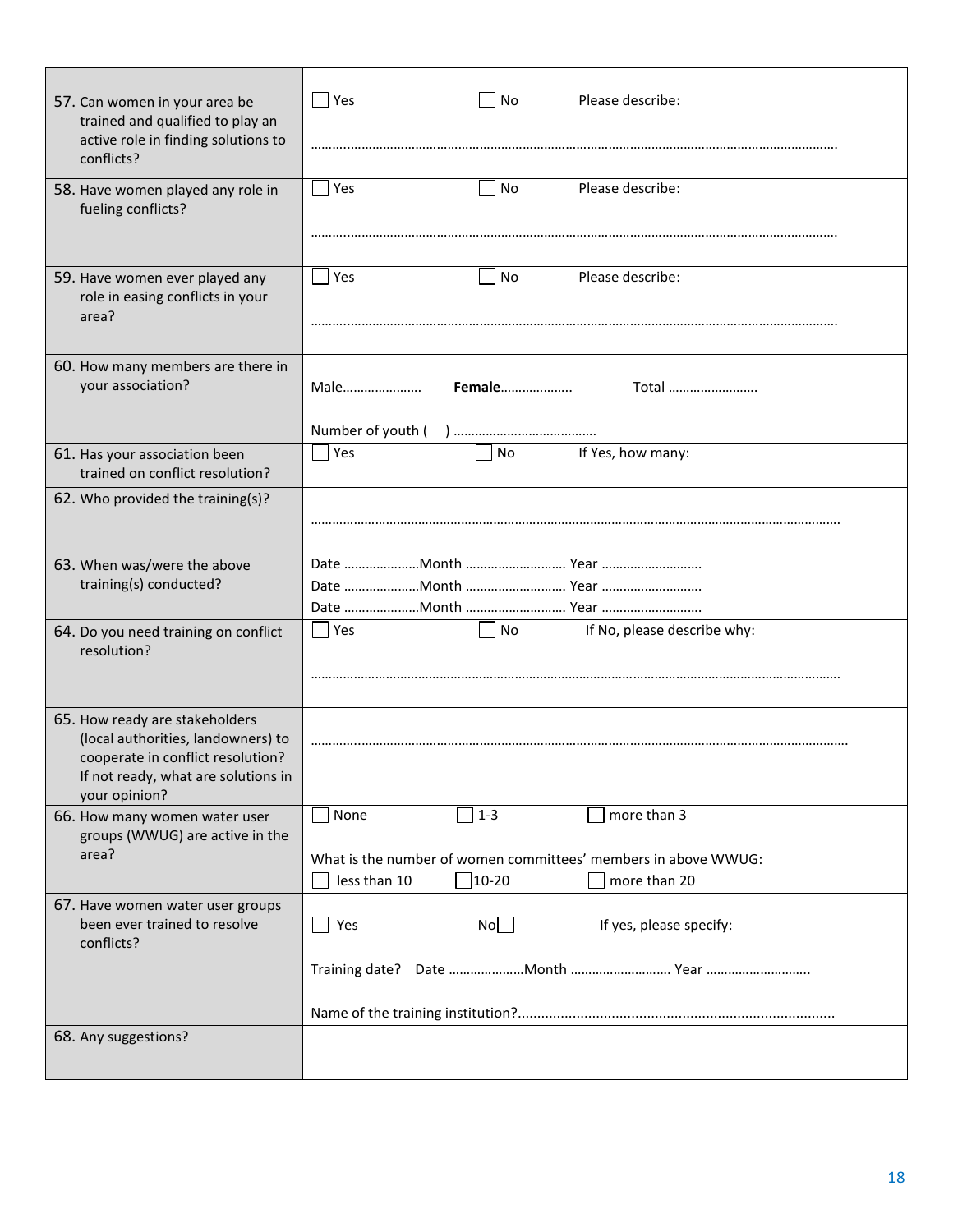| | |
|---|---|
| 57. Can women in your area be trained and qualified to play an active role in finding solutions to conflicts? | ☐ Yes ☐ No Please describe:<br>…………………………………………………………………………………………………………………………………… |
| 58. Have women played any role in fueling conflicts? | ☐ Yes ☐ No Please describe:<br>…………………………………………………………………………………………………………………………………… |
| 59. Have women ever played any role in easing conflicts in your area? | ☐ Yes ☐ No Please describe:<br>…………………………………………………………………………………………………………………………………… |
| 60. How many members are there in your association? | Male…………………. **Female**……………….. Total …………………….<br>Number of youth ( ) ………………………………….. |
| 61. Has your association been trained on conflict resolution? | ☐ Yes ☐ No If Yes, how many: |
| 62. Who provided the training(s)? | …………………………………………………………………………………………………………………………………… |
| 63. When was/were the above training(s) conducted? | Date …………………Month ………………………. Year ……………………….<br>Date …………………Month ………………………. Year ……………………….<br>Date …………………Month ………………………. Year ………………………. |
| 64. Do you need training on conflict resolution? | ☐ Yes ☐ No If No, please describe why:<br>…………………………………………………………………………………………………………………………………… |
| 65. How ready are stakeholders (local authorities, landowners) to cooperate in conflict resolution? If not ready, what are solutions in your opinion? | …………………………………………………………………………………………………………………………………… |
| 66. How many women water user groups (WWUG) are active in the area? | ☐ None ☐ 1-3 ☐ more than 3<br>What is the number of women committees' members in above WWUG:<br>☐ less than 10 ☐ 10-20 ☐ more than 20 |
| 67. Have women water user groups been ever trained to resolve conflicts? | ☐ Yes No☐ If yes, please specify:<br>Training date? Date …………………Month ………………………. Year ……………………….<br>Name of the training institution?…………………………………………………………………… |
| 68. Any suggestions? | |